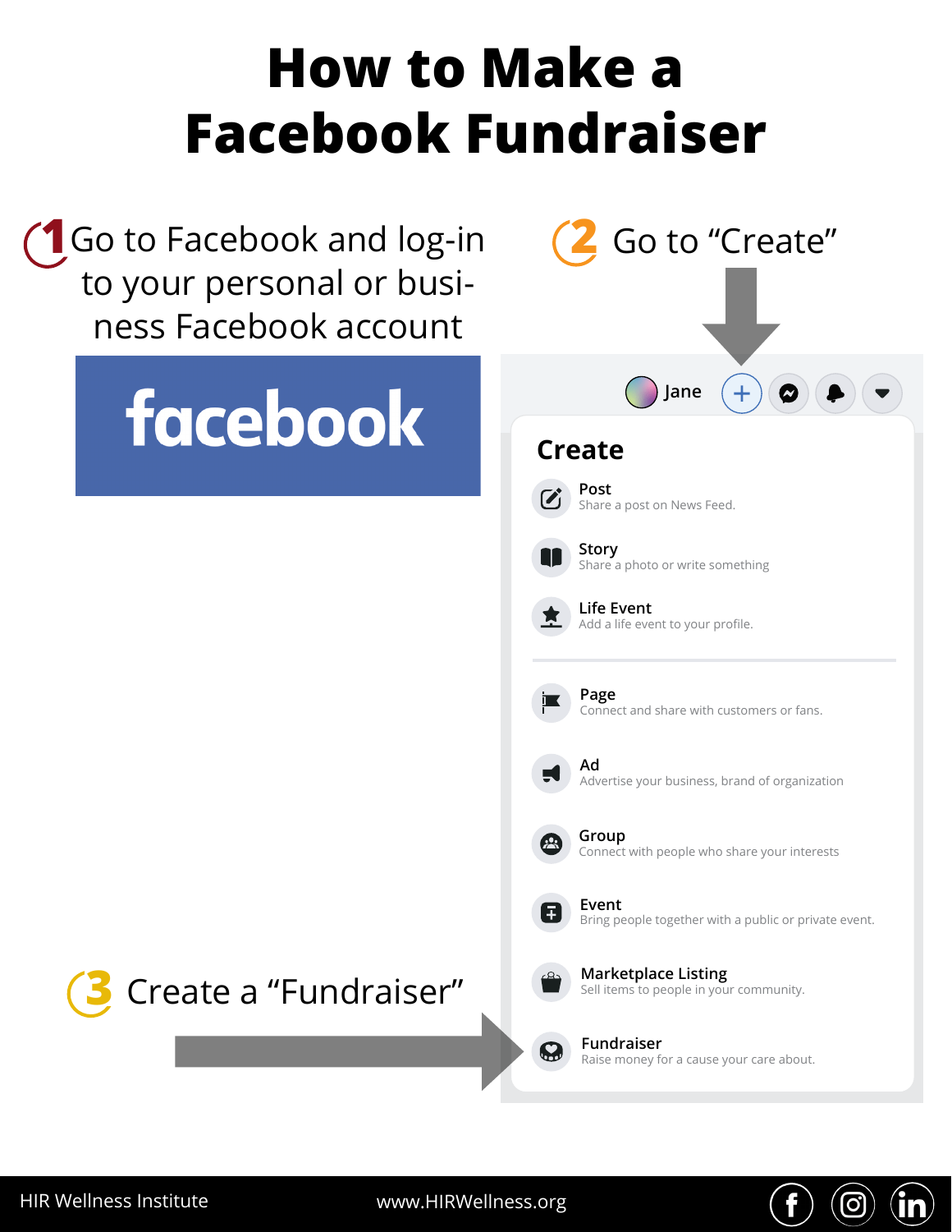# How to Make a Facebook Fundraiser

1. Go to Facebook and log-in to your personal or business Facebook account

facebook

2. Go to "Create"

Jane

**Create**

**Post**
Share a post on News Feed.

**Story**
Share a photo or write something

**Life Event**
Add a life event to your profile.

**Page**
Connect and share with customers or fans.

**Ad**
Advertise your business, brand of organization

**Group**
Connect with people who share your interests

**Event**
Bring people together with a public or private event.

**Marketplace Listing**
Sell items to people in your community.

**Fundraiser**
Raise money for a cause your care about.

3. Create a "Fundraiser"

HIR Wellness Institute www.HIRWellness.org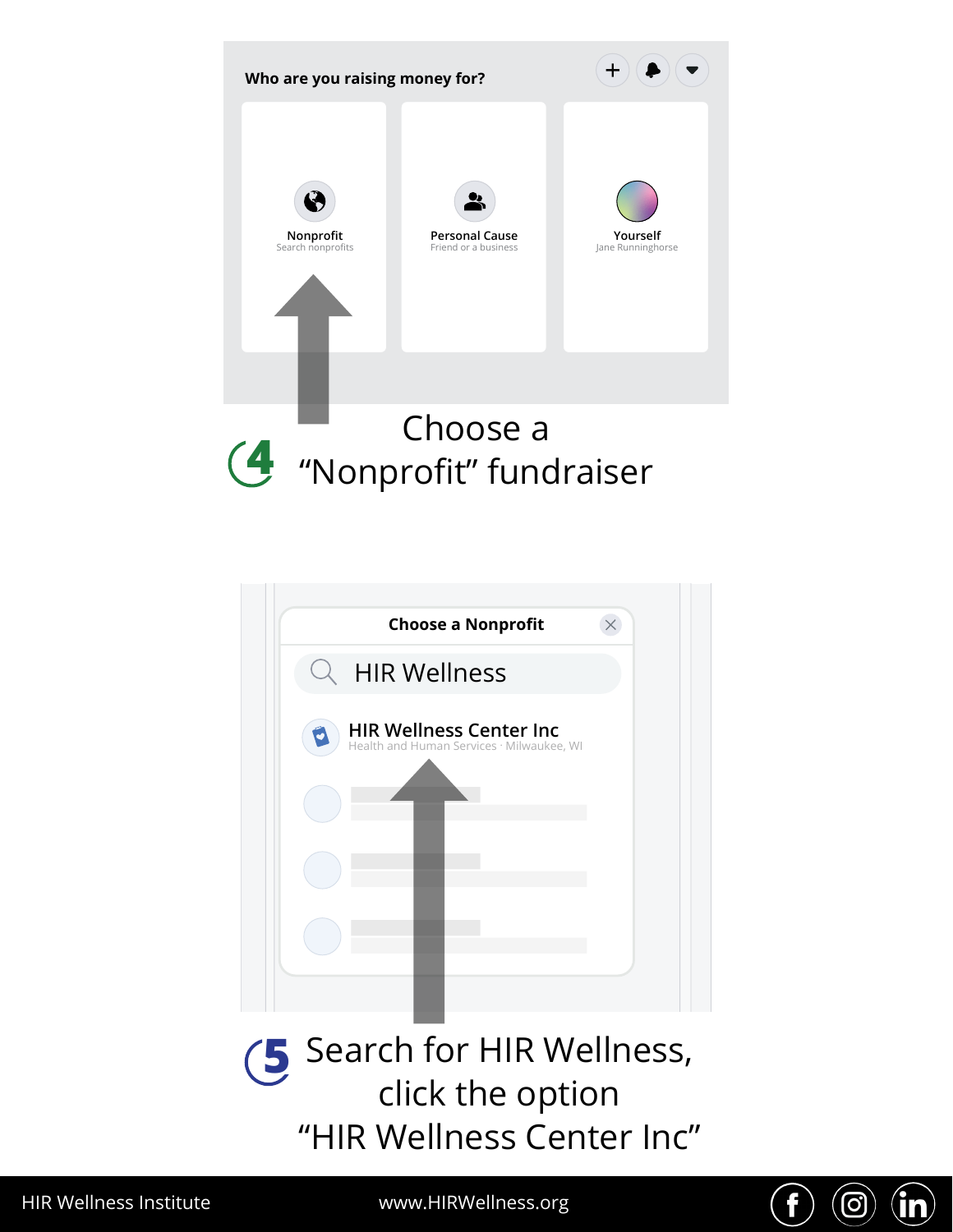Who are you raising money for?

Nonprofit
Search nonprofits

Personal Cause
Friend or a business

Yourself
Jane Runninghorse

**4** Choose a "Nonprofit" fundraiser

Choose a Nonprofit

HIR Wellness

HIR Wellness Center Inc
Health and Human Services · Milwaukee, WI

**5** Search for HIR Wellness, click the option "HIR Wellness Center Inc"

HIR Wellness Institute www.HIRWellness.org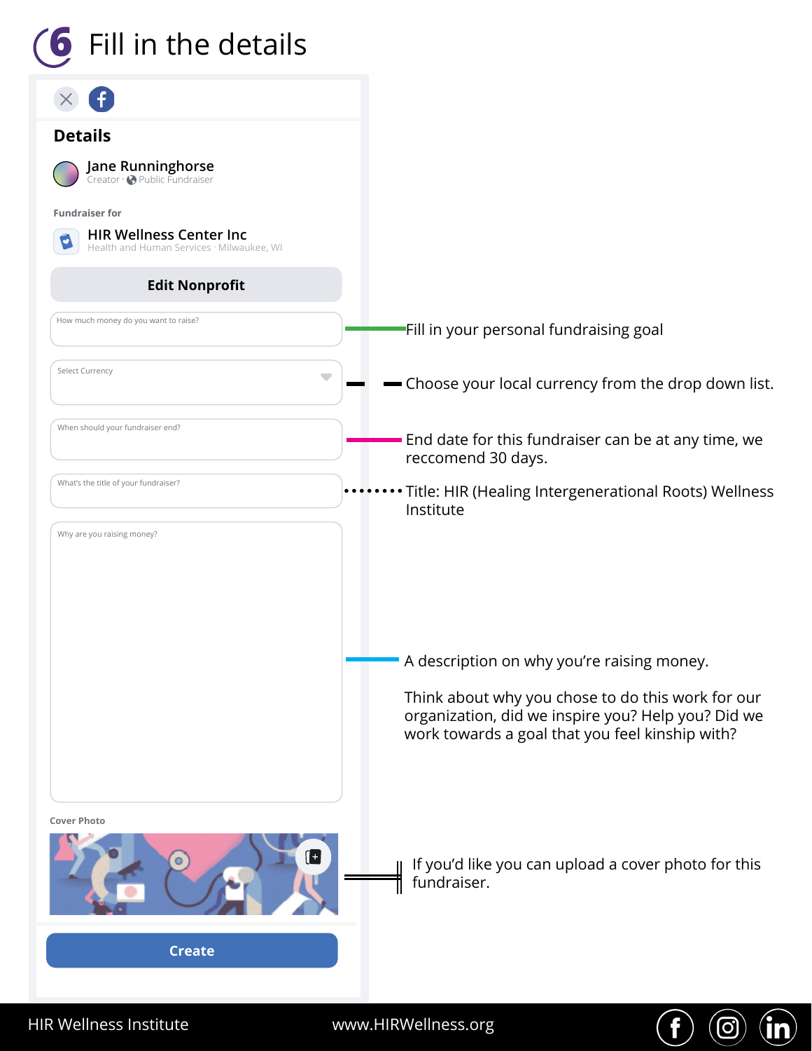# 6 Fill in the details

**Details**

Jane Runninghorse
Creator · Public Fundraiser

**Fundraiser for**

HIR Wellness Center Inc
Health and Human Services · Milwaukee, WI

**Edit Nonprofit**

How much money do you want to raise?

Select Currency

When should your fundraiser end?

What's the title of your fundraiser?

Why are you raising money?

**Cover Photo**

**Create**

Fill in your personal fundraising goal

Choose your local currency from the drop down list.

End date for this fundraiser can be at any time, we reccomend 30 days.

Title: HIR (Healing Intergenerational Roots) Wellness Institute

A description on why you're raising money.

Think about why you chose to do this work for our organization, did we inspire you? Help you? Did we work towards a goal that you feel kinship with?

If you'd like you can upload a cover photo for this fundraiser.

HIR Wellness Institute www.HIRWellness.org